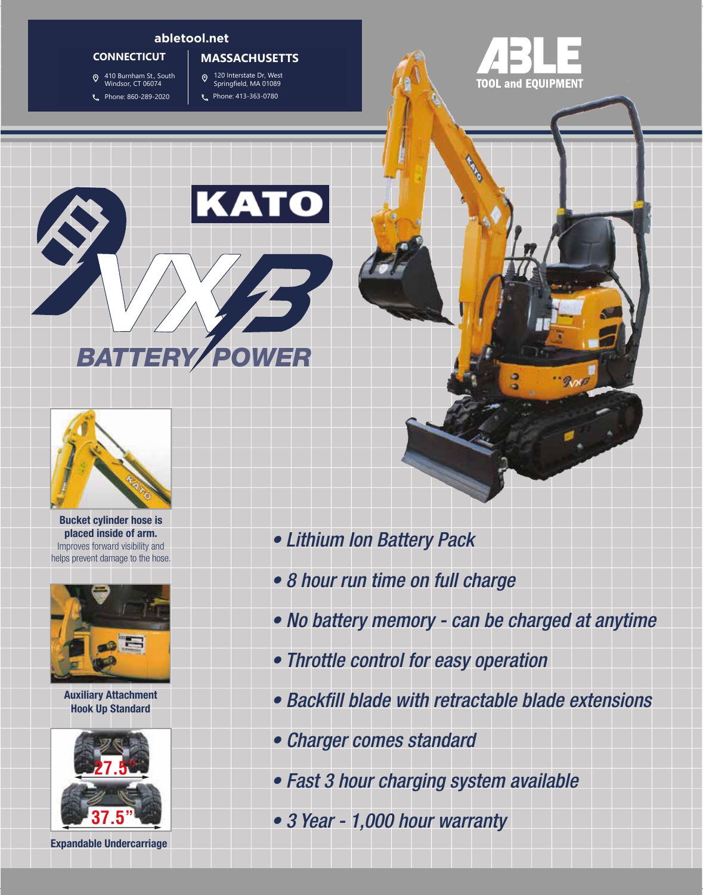**abletool.net**

**CONNECTICUT**

410 Burnham St., South Windsor, CT 06074

Phone: 860-289-2020

**MASSACHUSETTS**

120 Interstate Dr, West Springfield, MA 01089

Phone: 413-363-0780

**ABLE TOOL and EQUIPMENT**

# KATO VXB

## BATTERY POWER

**Bucket cylinder hose is placed inside of arm.**
Improves forward visibility and helps prevent damage to the hose.

**Auxiliary Attachment Hook Up Standard**

27.5"

37.5"

**Expandable Undercarriage**

- *Lithium Ion Battery Pack*
- *8 hour run time on full charge*
- *No battery memory - can be charged at anytime*
- *Throttle control for easy operation*
- *Backfill blade with retractable blade extensions*
- *Charger comes standard*
- *Fast 3 hour charging system available*
- *3 Year - 1,000 hour warranty*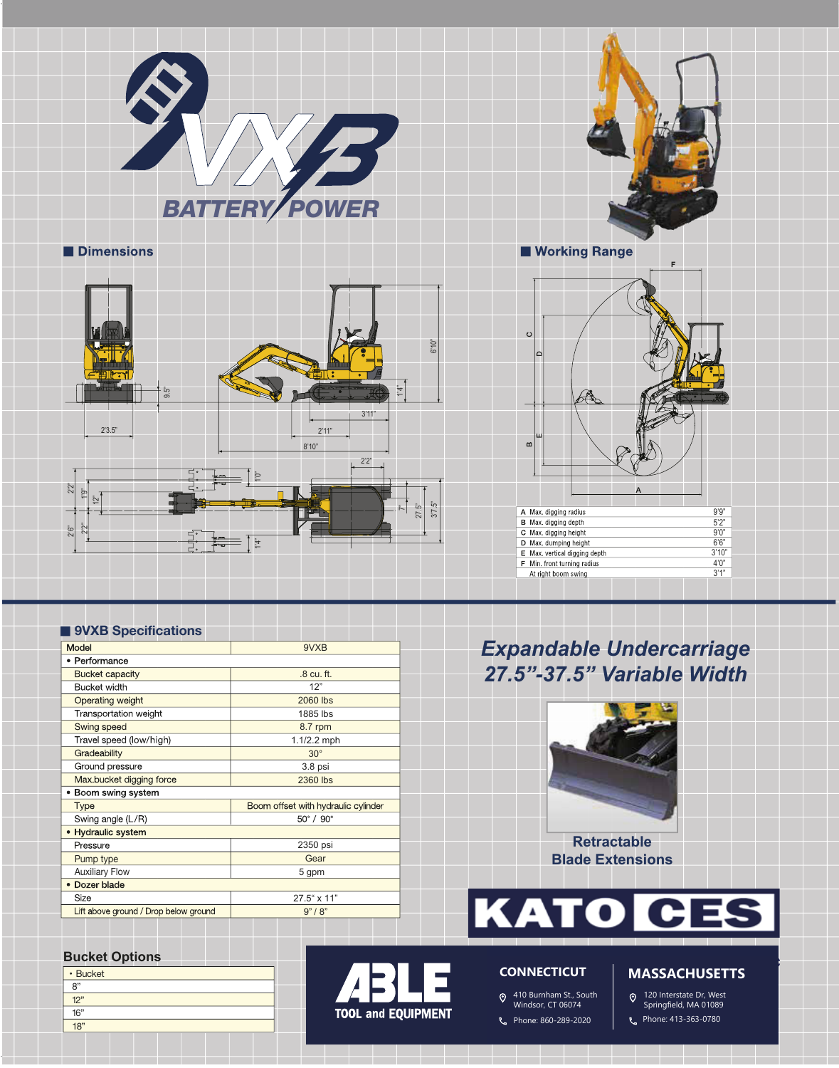# 9VXB BATTERY POWER

## Dimensions

9.5"
2'3.5"
6'10"
1'4"
3'11"
2'11"
8'10"
2'2"
2'2"
1'9"
12"
2'6"
2'2"
10"
1'4"
7"
27.5"
37.5"

## Working Range

F
C
D
B
E
A

| | | |
|---|---|---|
| A | Max. digging radius | 9'9" |
| B | Max. digging depth | 5'2" |
| C | Max. digging height | 9'0" |
| D | Max. dumping height | 6'6" |
| E | Max. vertical digging depth | 3'10" |
| F | Min. front turning radius | 4'0" |
| | At right boom swing | 3'1" |

## 9VXB Specifications

| Model | 9VXB |
|---|---|
| • Performance | |
| Bucket capacity | .8 cu. ft. |
| Bucket width | 12" |
| Operating weight | 2060 lbs |
| Transportation weight | 1885 lbs |
| Swing speed | 8.7 rpm |
| Travel speed (low/high) | 1.1/2.2 mph |
| Gradeability | 30° |
| Ground pressure | 3.8 psi |
| Max.bucket digging force | 2360 lbs |
| • Boom swing system | |
| Type | Boom offset with hydraulic cylinder |
| Swing angle (L/R) | 50° / 90° |
| • Hydraulic system | |
| Pressure | 2350 psi |
| Pump type | Gear |
| Auxiliary Flow | 5 gpm |
| • Dozer blade | |
| Size | 27.5" x 11" |
| Lift above ground / Drop below ground | 9" / 8" |

## *Expandable Undercarriage 27.5"-37.5" Variable Width*

**Retractable Blade Extensions**

KATO CES

## Bucket Options

| • Bucket |
|---|
| 8" |
| 12" |
| 16" |
| 18" |

ABLE TOOL and EQUIPMENT

**CONNECTICUT**

410 Burnham St., South Windsor, CT 06074

Phone: 860-289-2020

**MASSACHUSETTS**

120 Interstate Dr, West Springfield, MA 01089

Phone: 413-363-0780